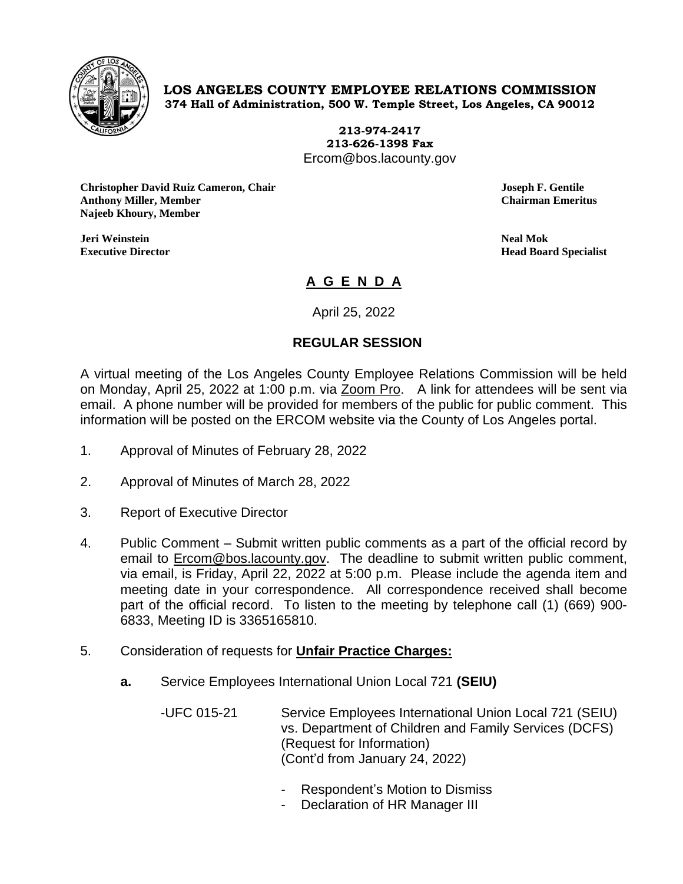**LOS ANGELES COUNTY EMPLOYEE RELATIONS COMMISSION**
**374 Hall of Administration, 500 W. Temple Street, Los Angeles, CA 90012**

**213-974-2417**
**213-626-1398 Fax**
Ercom@bos.lacounty.gov

**Christopher David Ruiz Cameron, Chair**
**Anthony Miller, Member**
**Najeeb Khoury, Member**

**Joseph F. Gentile**
**Chairman Emeritus**

**Jeri Weinstein**
**Executive Director**

**Neal Mok**
**Head Board Specialist**

# A G E N D A

April 25, 2022

## REGULAR SESSION

A virtual meeting of the Los Angeles County Employee Relations Commission will be held on Monday, April 25, 2022 at 1:00 p.m. via Zoom Pro. A link for attendees will be sent via email. A phone number will be provided for members of the public for public comment. This information will be posted on the ERCOM website via the County of Los Angeles portal.

1. Approval of Minutes of February 28, 2022

2. Approval of Minutes of March 28, 2022

3. Report of Executive Director

4. Public Comment – Submit written public comments as a part of the official record by email to Ercom@bos.lacounty.gov. The deadline to submit written public comment, via email, is Friday, April 22, 2022 at 5:00 p.m. Please include the agenda item and meeting date in your correspondence. All correspondence received shall become part of the official record. To listen to the meeting by telephone call (1) (669) 900-6833, Meeting ID is 3365165810.

5. Consideration of requests for **Unfair Practice Charges:**

   **a.** Service Employees International Union Local 721 **(SEIU)**

   -UFC 015-21 Service Employees International Union Local 721 (SEIU) vs. Department of Children and Family Services (DCFS) (Request for Information) (Cont'd from January 24, 2022)

   - Respondent's Motion to Dismiss
   - Declaration of HR Manager III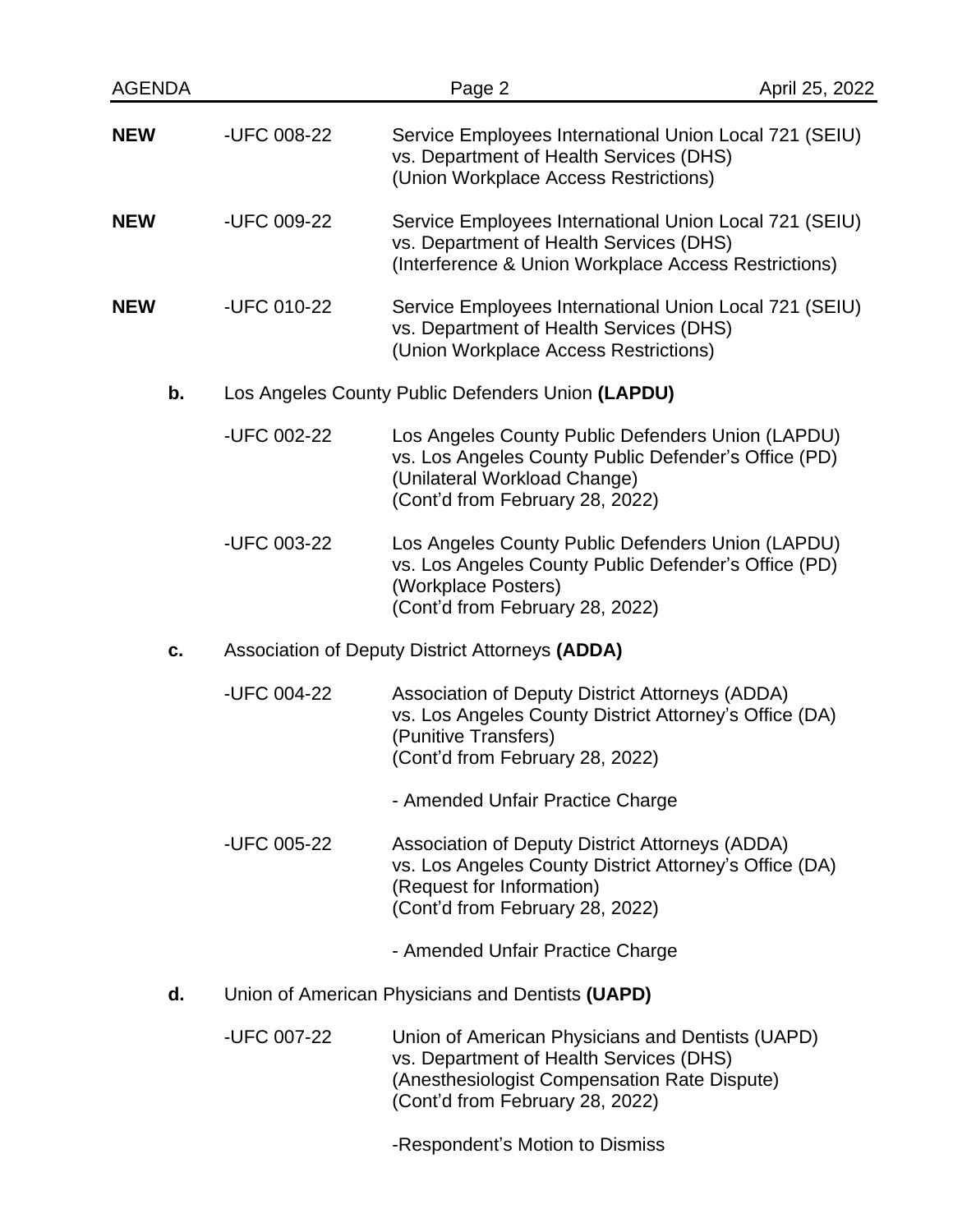**NEW** -UFC 008-22 Service Employees International Union Local 721 (SEIU) vs. Department of Health Services (DHS) (Union Workplace Access Restrictions)

**NEW** -UFC 009-22 Service Employees International Union Local 721 (SEIU) vs. Department of Health Services (DHS) (Interference & Union Workplace Access Restrictions)

**NEW** -UFC 010-22 Service Employees International Union Local 721 (SEIU) vs. Department of Health Services (DHS) (Union Workplace Access Restrictions)

**b.** Los Angeles County Public Defenders Union **(LAPDU)**

-UFC 002-22 Los Angeles County Public Defenders Union (LAPDU) vs. Los Angeles County Public Defender's Office (PD) (Unilateral Workload Change) (Cont'd from February 28, 2022)

-UFC 003-22 Los Angeles County Public Defenders Union (LAPDU) vs. Los Angeles County Public Defender's Office (PD) (Workplace Posters) (Cont'd from February 28, 2022)

**c.** Association of Deputy District Attorneys **(ADDA)**

-UFC 004-22 Association of Deputy District Attorneys (ADDA) vs. Los Angeles County District Attorney's Office (DA) (Punitive Transfers) (Cont'd from February 28, 2022)

- Amended Unfair Practice Charge

-UFC 005-22 Association of Deputy District Attorneys (ADDA) vs. Los Angeles County District Attorney's Office (DA) (Request for Information) (Cont'd from February 28, 2022)

- Amended Unfair Practice Charge

**d.** Union of American Physicians and Dentists **(UAPD)**

-UFC 007-22 Union of American Physicians and Dentists (UAPD) vs. Department of Health Services (DHS) (Anesthesiologist Compensation Rate Dispute) (Cont'd from February 28, 2022)

-Respondent's Motion to Dismiss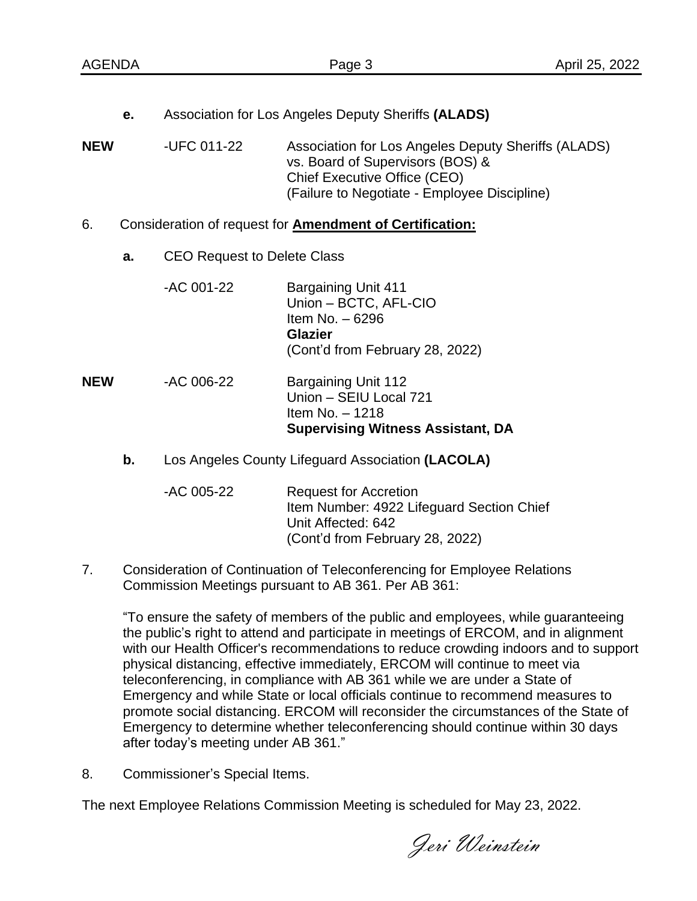**e.** Association for Los Angeles Deputy Sheriffs **(ALADS)**

**NEW** -UFC 011-22 Association for Los Angeles Deputy Sheriffs (ALADS) vs. Board of Supervisors (BOS) & Chief Executive Office (CEO) (Failure to Negotiate - Employee Discipline)

6. Consideration of request for **Amendment of Certification:**

   **a.** CEO Request to Delete Class

   -AC 001-22
   Bargaining Unit 411
   Union – BCTC, AFL-CIO
   Item No. – 6296
   **Glazier**
   (Cont'd from February 28, 2022)

   **NEW** -AC 006-22
   Bargaining Unit 112
   Union – SEIU Local 721
   Item No. – 1218
   **Supervising Witness Assistant, DA**

   **b.** Los Angeles County Lifeguard Association **(LACOLA)**

   -AC 005-22
   Request for Accretion
   Item Number: 4922 Lifeguard Section Chief
   Unit Affected: 642
   (Cont'd from February 28, 2022)

7. Consideration of Continuation of Teleconferencing for Employee Relations Commission Meetings pursuant to AB 361. Per AB 361:

   "To ensure the safety of members of the public and employees, while guaranteeing the public's right to attend and participate in meetings of ERCOM, and in alignment with our Health Officer's recommendations to reduce crowding indoors and to support physical distancing, effective immediately, ERCOM will continue to meet via teleconferencing, in compliance with AB 361 while we are under a State of Emergency and while State or local officials continue to recommend measures to promote social distancing. ERCOM will reconsider the circumstances of the State of Emergency to determine whether teleconferencing should continue within 30 days after today's meeting under AB 361."

8. Commissioner's Special Items.

The next Employee Relations Commission Meeting is scheduled for May 23, 2022.

*Jeri Weinstein*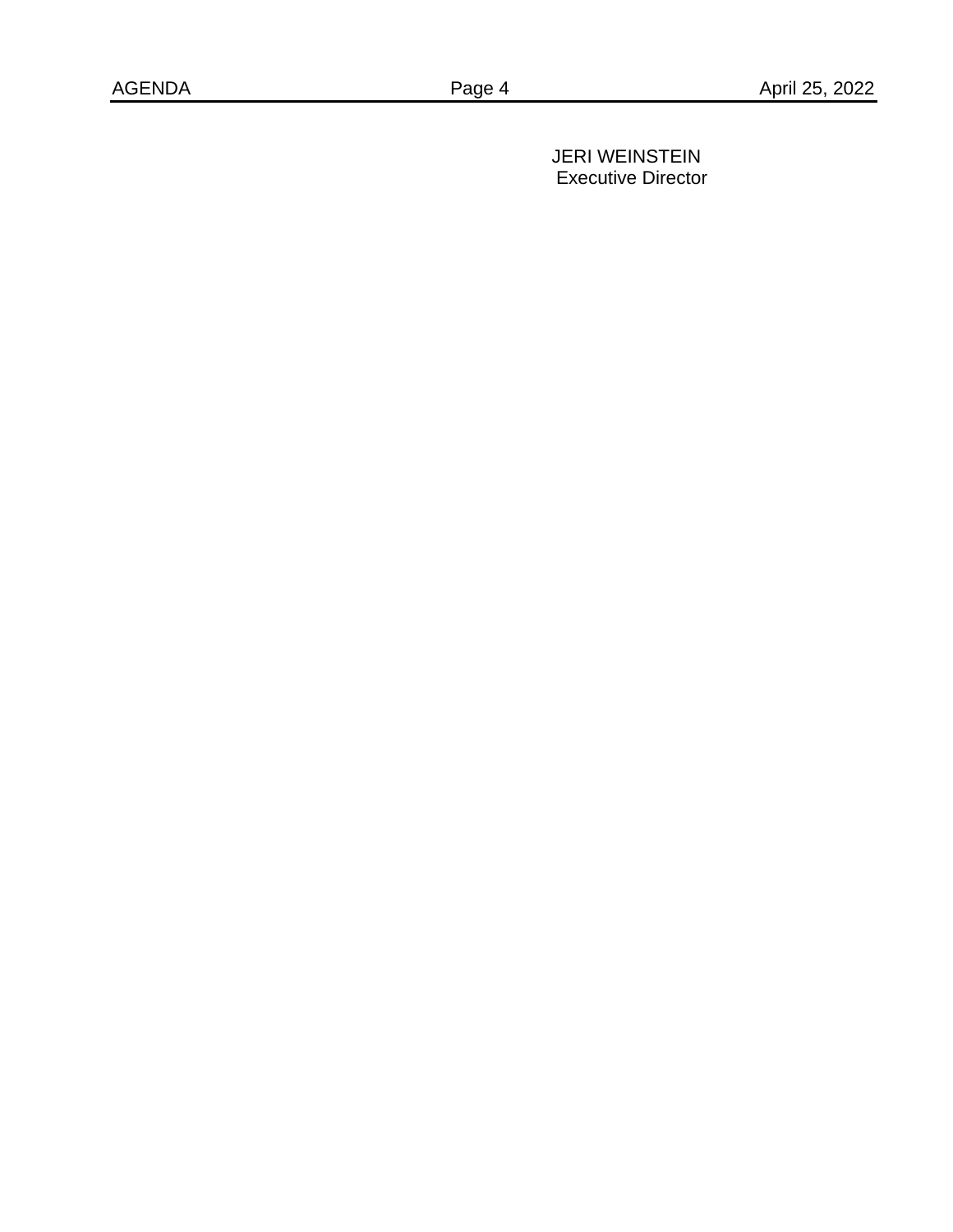JERI WEINSTEIN
Executive Director